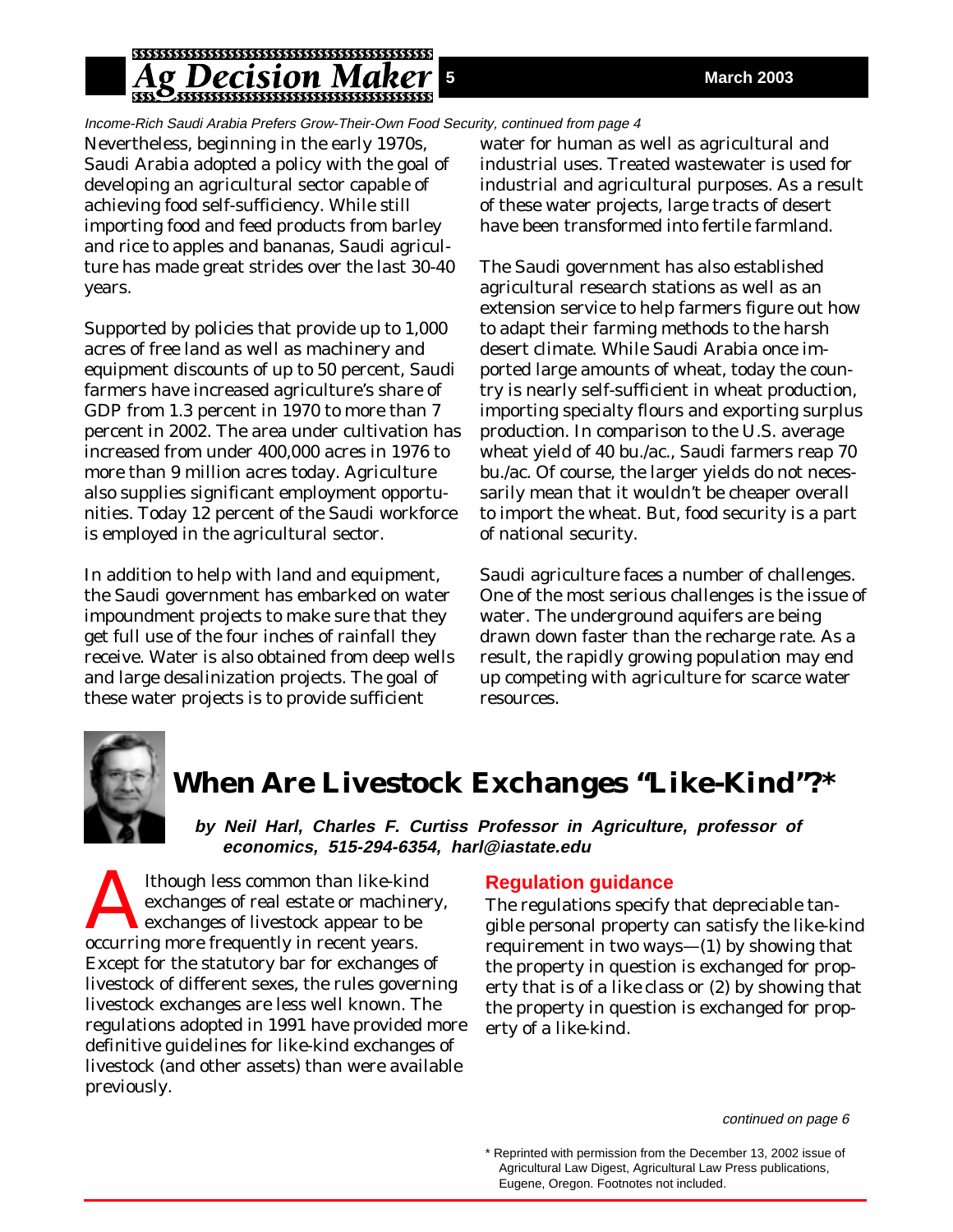*Income-Rich Saudi Arabia Prefers Grow-Their-Own Food Security, continued from page 4*

Nevertheless, beginning in the early 1970s, Saudi Arabia adopted a policy with the goal of developing an agricultural sector capable of achieving food self-sufficiency. While still importing food and feed products from barley and rice to apples and bananas, Saudi agriculture has made great strides over the last 30-40 years.

Supported by policies that provide up to 1,000 acres of free land as well as machinery and equipment discounts of up to 50 percent, Saudi farmers have increased agriculture's share of GDP from 1.3 percent in 1970 to more than 7 percent in 2002. The area under cultivation has increased from under 400,000 acres in 1976 to more than 9 million acres today. Agriculture also supplies significant employment opportunities. Today 12 percent of the Saudi workforce is employed in the agricultural sector.

In addition to help with land and equipment, the Saudi government has embarked on water impoundment projects to make sure that they get full use of the four inches of rainfall they receive. Water is also obtained from deep wells and large desalinization projects. The goal of these water projects is to provide sufficient water for human as well as agricultural and industrial uses. Treated wastewater is used for industrial and agricultural purposes. As a result of these water projects, large tracts of desert have been transformed into fertile farmland.

The Saudi government has also established agricultural research stations as well as an extension service to help farmers figure out how to adapt their farming methods to the harsh desert climate. While Saudi Arabia once imported large amounts of wheat, today the country is nearly self-sufficient in wheat production, importing specialty flours and exporting surplus production. In comparison to the U.S. average wheat yield of 40 bu./ac., Saudi farmers reap 70 bu./ac. Of course, the larger yields do not necessarily mean that it wouldn't be cheaper overall to import the wheat. But, food security is a part of national security.

Saudi agriculture faces a number of challenges. One of the most serious challenges is the issue of water. The underground aquifers are being drawn down faster than the recharge rate. As a result, the rapidly growing population may end up competing with agriculture for scarce water resources.

# When Are Livestock Exchanges "Like-Kind"?*

**by Neil Harl, Charles F. Curtiss Professor in Agriculture, professor of economics, 515-294-6354, harl@iastate.edu**

Although less common than like-kind exchanges of real estate or machinery, exchanges of livestock appear to be occurring more frequently in recent years. Except for the statutory bar for exchanges of livestock of different sexes, the rules governing livestock exchanges are less well known. The regulations adopted in 1991 have provided more definitive guidelines for like-kind exchanges of livestock (and other assets) than were available previously.

## Regulation guidance

The regulations specify that depreciable tangible personal property can satisfy the like-kind requirement in two ways—(1) by showing that the property in question is exchanged for property that is of a like class or (2) by showing that the property in question is exchanged for property of a like-kind.

*continued on page 6*

\* Reprinted with permission from the December 13, 2002 issue of Agricultural Law Digest, Agricultural Law Press publications, Eugene, Oregon. Footnotes not included.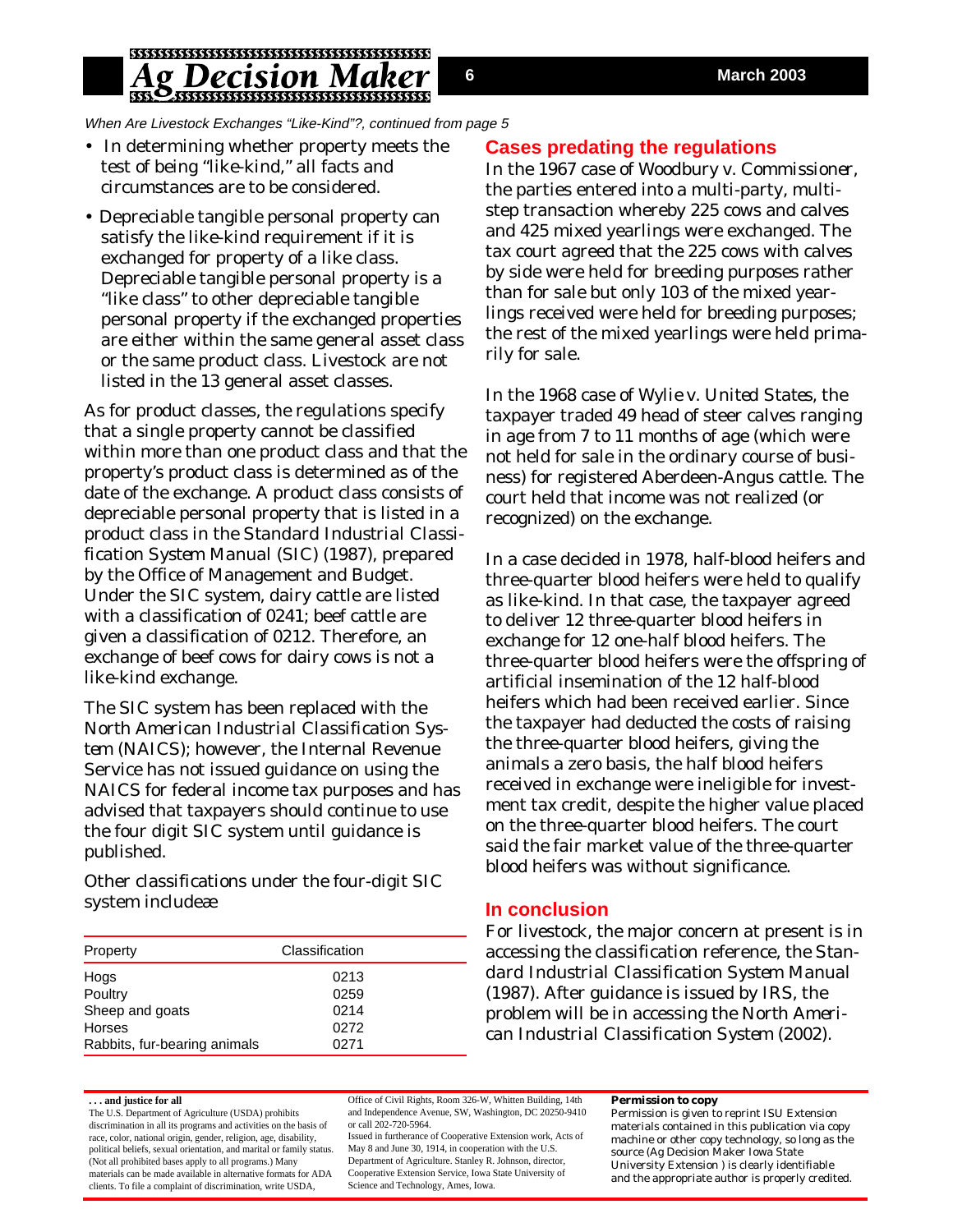*When Are Livestock Exchanges "Like-Kind"?, continued from page 5*

- In determining whether property meets the test of being "like-kind," all facts and circumstances are to be considered.
- Depreciable tangible personal property can satisfy the like-kind requirement if it is exchanged for property of a like class. Depreciable tangible personal property is a "like class" to other depreciable tangible personal property if the exchanged properties are either within the same general asset class or the same product class. Livestock are not listed in the 13 general asset classes.

As for product classes, the regulations specify that a single property cannot be classified within more than one product class and that the property's product class is determined as of the date of the exchange. A product class consists of depreciable personal property that is listed in a product class in the Standard Industrial Classification System Manual (SIC) (1987), prepared by the Office of Management and Budget. Under the SIC system, dairy cattle are listed with a classification of 0241; beef cattle are given a classification of 0212. Therefore, an exchange of beef cows for dairy cows is not a like-kind exchange.

The SIC system has been replaced with the *North American Industrial Classification System* (NAICS); however, the Internal Revenue Service has not issued guidance on using the NAICS for federal income tax purposes and has advised that taxpayers should continue to use the four digit SIC system until guidance is published.

Other classifications under the four-digit SIC system includeæ

| Property | Classification |
|---|---|
| Hogs | 0213 |
| Poultry | 0259 |
| Sheep and goats | 0214 |
| Horses | 0272 |
| Rabbits, fur-bearing animals | 0271 |

## Cases predating the regulations

In the 1967 case of *Woodbury v. Commissioner*, the parties entered into a multi-party, multi-step transaction whereby 225 cows and calves and 425 mixed yearlings were exchanged. The tax court agreed that the 225 cows with calves by side were held for breeding purposes rather than for sale but only 103 of the mixed yearlings received were held for breeding purposes; the rest of the mixed yearlings were held primarily for sale.

In the 1968 case of *Wylie v. United States*, the taxpayer traded 49 head of steer calves ranging in age from 7 to 11 months of age (which were not held for sale in the ordinary course of business) for registered Aberdeen-Angus cattle. The court held that income was not realized (or recognized) on the exchange.

In a case decided in 1978, half-blood heifers and three-quarter blood heifers were held to qualify as like-kind. In that case, the taxpayer agreed to deliver 12 three-quarter blood heifers in exchange for 12 one-half blood heifers. The three-quarter blood heifers were the offspring of artificial insemination of the 12 half-blood heifers which had been received earlier. Since the taxpayer had deducted the costs of raising the three-quarter blood heifers, giving the animals a zero basis, the half blood heifers received in exchange were ineligible for investment tax credit, despite the higher value placed on the three-quarter blood heifers. The court said the fair market value of the three-quarter blood heifers was without significance.

## In conclusion

For livestock, the major concern at present is in accessing the classification reference, the *Standard Industrial Classification System Manual* (1987). After guidance is issued by IRS, the problem will be in accessing the *North American Industrial Classification System* (2002).

**. . . and justice for all**

The U.S. Department of Agriculture (USDA) prohibits discrimination in all its programs and activities on the basis of race, color, national origin, gender, religion, age, disability, political beliefs, sexual orientation, and marital or family status. (Not all prohibited bases apply to all programs.) Many materials can be made available in alternative formats for ADA clients. To file a complaint of discrimination, write USDA, Office of Civil Rights, Room 326-W, Whitten Building, 14th and Independence Avenue, SW, Washington, DC 20250-9410 or call 202-720-5964.

Issued in furtherance of Cooperative Extension work, Acts of May 8 and June 30, 1914, in cooperation with the U.S. Department of Agriculture. Stanley R. Johnson, director, Cooperative Extension Service, Iowa State University of Science and Technology, Ames, Iowa.

**Permission to copy**

Permission is given to reprint ISU Extension materials contained in this publication via copy machine or other copy technology, so long as the source (Ag Decision Maker Iowa State University Extension ) is clearly identifiable and the appropriate author is properly credited.